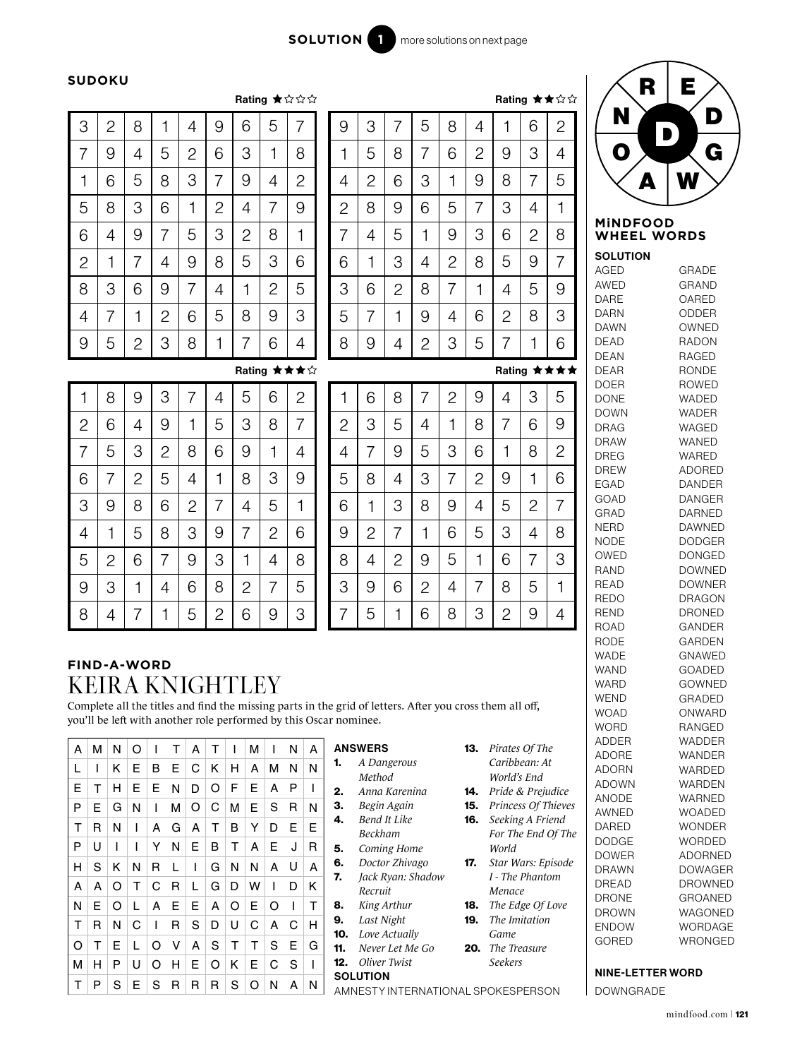# SOLUTION 1

more solutions on next page

## SUDOKU

Rating ★☆☆☆

| | | | | | | | | |
|---|---|---|---|---|---|---|---|---|
| 3 | 2 | 8 | 1 | 4 | 9 | 6 | 5 | 7 |
| 7 | 9 | 4 | 5 | 2 | 6 | 3 | 1 | 8 |
| 1 | 6 | 5 | 8 | 3 | 7 | 9 | 4 | 2 |
| 5 | 8 | 3 | 6 | 1 | 2 | 4 | 7 | 9 |
| 6 | 4 | 9 | 7 | 5 | 3 | 2 | 8 | 1 |
| 2 | 1 | 7 | 4 | 9 | 8 | 5 | 3 | 6 |
| 8 | 3 | 6 | 9 | 7 | 4 | 1 | 2 | 5 |
| 4 | 7 | 1 | 2 | 6 | 5 | 8 | 9 | 3 |
| 9 | 5 | 2 | 3 | 8 | 1 | 7 | 6 | 4 |

Rating ★★☆☆

| | | | | | | | | |
|---|---|---|---|---|---|---|---|---|
| 9 | 3 | 7 | 5 | 8 | 4 | 1 | 6 | 2 |
| 1 | 5 | 8 | 7 | 6 | 2 | 9 | 3 | 4 |
| 4 | 2 | 6 | 3 | 1 | 9 | 8 | 7 | 5 |
| 2 | 8 | 9 | 6 | 5 | 7 | 3 | 4 | 1 |
| 7 | 4 | 5 | 1 | 9 | 3 | 6 | 2 | 8 |
| 6 | 1 | 3 | 4 | 2 | 8 | 5 | 9 | 7 |
| 3 | 6 | 2 | 8 | 7 | 1 | 4 | 5 | 9 |
| 5 | 7 | 1 | 9 | 4 | 6 | 2 | 8 | 3 |
| 8 | 9 | 4 | 2 | 3 | 5 | 7 | 1 | 6 |

Rating ★★★☆

| | | | | | | | | |
|---|---|---|---|---|---|---|---|---|
| 1 | 8 | 9 | 3 | 7 | 4 | 5 | 6 | 2 |
| 2 | 6 | 4 | 9 | 1 | 5 | 3 | 8 | 7 |
| 7 | 5 | 3 | 2 | 8 | 6 | 9 | 1 | 4 |
| 6 | 7 | 2 | 5 | 4 | 1 | 8 | 3 | 9 |
| 3 | 9 | 8 | 6 | 2 | 7 | 4 | 5 | 1 |
| 4 | 1 | 5 | 8 | 3 | 9 | 7 | 2 | 6 |
| 5 | 2 | 6 | 7 | 9 | 3 | 1 | 4 | 8 |
| 9 | 3 | 1 | 4 | 6 | 8 | 2 | 7 | 5 |
| 8 | 4 | 7 | 1 | 5 | 2 | 6 | 9 | 3 |

Rating ★★★★

| | | | | | | | | |
|---|---|---|---|---|---|---|---|---|
| 1 | 6 | 8 | 7 | 2 | 9 | 4 | 3 | 5 |
| 2 | 3 | 5 | 4 | 1 | 8 | 7 | 6 | 9 |
| 4 | 7 | 9 | 5 | 3 | 6 | 1 | 8 | 2 |
| 5 | 8 | 4 | 3 | 7 | 2 | 9 | 1 | 6 |
| 6 | 1 | 3 | 8 | 9 | 4 | 5 | 2 | 7 |
| 9 | 2 | 7 | 1 | 6 | 5 | 3 | 4 | 8 |
| 8 | 4 | 2 | 9 | 5 | 1 | 6 | 7 | 3 |
| 3 | 9 | 6 | 2 | 4 | 7 | 8 | 5 | 1 |
| 7 | 5 | 1 | 6 | 8 | 3 | 2 | 9 | 4 |

## FIND-A-WORD

# KEIRA KNIGHTLEY

Complete all the titles and find the missing parts in the grid of letters. After you cross them all off, you'll be left with another role performed by this Oscar nominee.

| | | | | | | | | | | | | |
|---|---|---|---|---|---|---|---|---|---|---|---|---|
| A | M | N | O | I | T | A | T | I | M | I | N | A |
| L | I | K | E | B | E | C | K | H | A | M | N | N |
| E | T | H | E | E | N | D | O | F | E | A | P | I |
| P | E | G | N | I | M | O | C | M | E | S | R | N |
| T | R | N | I | A | G | A | T | B | Y | D | E | E |
| P | U | I | I | Y | N | E | B | T | A | E | J | R |
| H | S | K | N | R | L | I | G | N | N | A | U | A |
| A | A | O | T | C | R | L | G | D | W | I | D | K |
| N | E | O | L | A | E | E | A | O | E | O | I | T |
| T | R | N | C | I | R | S | D | U | C | A | C | H |
| O | T | E | L | O | V | A | S | T | T | S | E | G |
| M | H | P | U | O | H | E | O | K | E | C | S | I |
| T | P | S | E | S | R | R | R | S | O | N | A | N |

**ANSWERS**

1. *A Dangerous Method*
2. *Anna Karenina*
3. *Begin Again*
4. *Bend It Like Beckham*
5. *Coming Home*
6. *Doctor Zhivago*
7. *Jack Ryan: Shadow Recruit*
8. *King Arthur*
9. *Last Night*
10. *Love Actually*
11. *Never Let Me Go*
12. *Oliver Twist*
13. *Pirates Of The Caribbean: At World's End*
14. *Pride & Prejudice*
15. *Princess Of Thieves*
16. *Seeking A Friend For The End Of The World*
17. *Star Wars: Episode I - The Phantom Menace*
18. *The Edge Of Love*
19. *The Imitation Game*
20. *The Treasure Seekers*

**SOLUTION**

AMNESTY INTERNATIONAL SPOKESPERSON

## MiNDFOOD WHEEL WORDS

Wheel letters: R, E, D, G, W, A, O, N (centre: D)

**SOLUTION**

AGED, AWED, DARE, DARN, DAWN, DEAD, DEAN, DEAR, DOER, DONE, DOWN, DRAG, DRAW, DREG, DREW, EGAD, GOAD, GRAD, NERD, NODE, OWED, RAND, READ, REDO, REND, ROAD, RODE, WADE, WAND, WARD, WEND, WOAD, WORD, ADDER, ADORE, ADORN, ADOWN, ANODE, AWNED, DARED, DODGE, DOWER, DRAWN, DREAD, DRONE, DROWN, ENDOW, GORED, GRADE, GRAND, OARED, ODDER, OWNED, RADON, RAGED, RONDE, ROWED, WADED, WADER, WAGED, WANED, WARED, ADORED, DANDER, DANGER, DARNED, DAWNED, DODGER, DONGED, DOWNED, DOWNER, DRAGON, DRONED, GANDER, GARDEN, GNAWED, GOADED, GOWNED, GRADED, ONWARD, RANGED, WADDER, WANDER, WARDED, WARDEN, WARNED, WOADED, WONDER, WORDED, ADORNED, DOWAGER, DROWNED, GROANED, WAGONED, WORDAGE, WRONGED

**NINE-LETTER WORD**

DOWNGRADE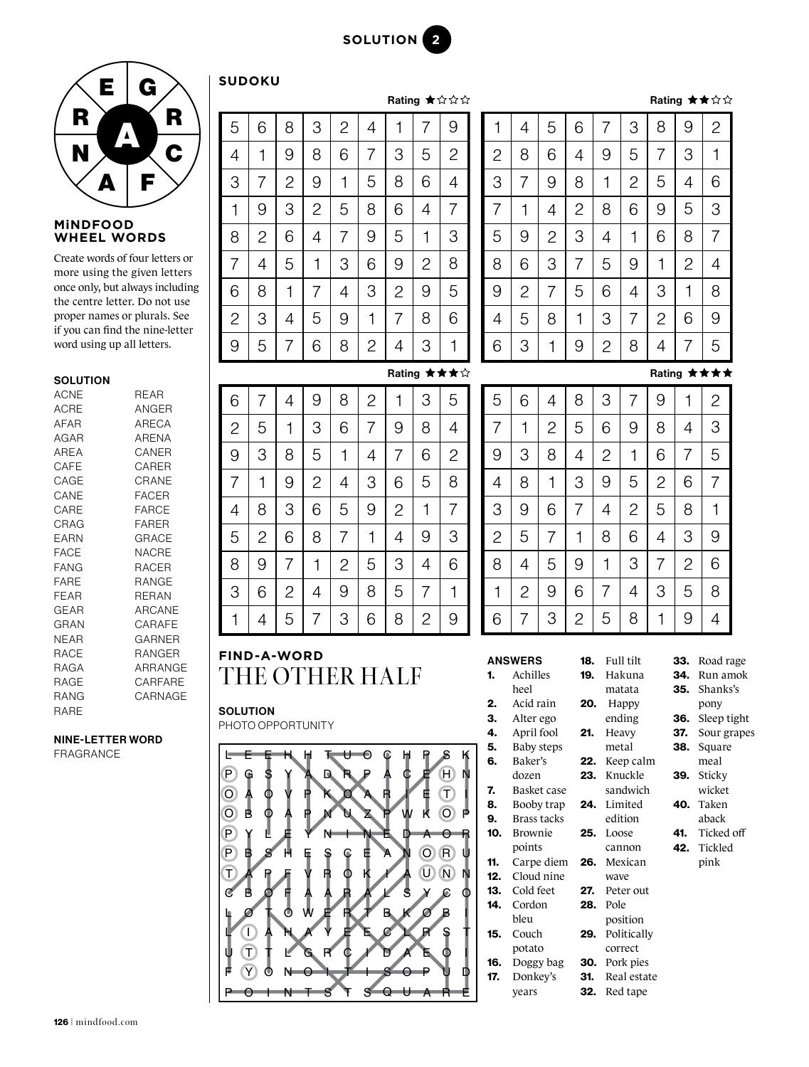# SOLUTION 2

## MiNDFOOD WHEEL WORDS

| | | |
|---|---|---|
| E | | G |
| R | A | R |
| N | | C |
| A | | F |

Create words of four letters or more using the given letters once only, but always including the centre letter. Do not use proper names or plurals. See if you can find the nine-letter word using up all letters.

### SOLUTION

ACNE
ACRE
AFAR
AGAR
AREA
CAFE
CAGE
CANE
CARE
CRAG
EARN
FACE
FANG
FARE
FEAR
GEAR
GRAN
NEAR
RACE
RAGA
RAGE
RANG
RARE
REAR
ANGER
ARECA
ARENA
CANER
CARER
CRANE
FACER
FARCE
FARER
GRACE
NACRE
RACER
RANGE
RERAN
ARCANE
CARAFE
GARNER
RANGER
ARRANGE
CARFARE
CARNAGE

### NINE-LETTER WORD

FRAGRANCE

## SUDOKU

Rating ★☆☆☆

| | | | | | | | | |
|---|---|---|---|---|---|---|---|---|
| 5 | 6 | 8 | 3 | 2 | 4 | 1 | 7 | 9 |
| 4 | 1 | 9 | 8 | 6 | 7 | 3 | 5 | 2 |
| 3 | 7 | 2 | 9 | 1 | 5 | 8 | 6 | 4 |
| 1 | 9 | 3 | 2 | 5 | 8 | 6 | 4 | 7 |
| 8 | 2 | 6 | 4 | 7 | 9 | 5 | 1 | 3 |
| 7 | 4 | 5 | 1 | 3 | 6 | 9 | 2 | 8 |
| 6 | 8 | 1 | 7 | 4 | 3 | 2 | 9 | 5 |
| 2 | 3 | 4 | 5 | 9 | 1 | 7 | 8 | 6 |
| 9 | 5 | 7 | 6 | 8 | 2 | 4 | 3 | 1 |

Rating ★★☆☆

| | | | | | | | | |
|---|---|---|---|---|---|---|---|---|
| 1 | 4 | 5 | 6 | 7 | 3 | 8 | 9 | 2 |
| 2 | 8 | 6 | 4 | 9 | 5 | 7 | 3 | 1 |
| 3 | 7 | 9 | 8 | 1 | 2 | 5 | 4 | 6 |
| 7 | 1 | 4 | 2 | 8 | 6 | 9 | 5 | 3 |
| 5 | 9 | 2 | 3 | 4 | 1 | 6 | 8 | 7 |
| 8 | 6 | 3 | 7 | 5 | 9 | 1 | 2 | 4 |
| 9 | 2 | 7 | 5 | 6 | 4 | 3 | 1 | 8 |
| 4 | 5 | 8 | 1 | 3 | 7 | 2 | 6 | 9 |
| 6 | 3 | 1 | 9 | 2 | 8 | 4 | 7 | 5 |

Rating ★★★☆

| | | | | | | | | |
|---|---|---|---|---|---|---|---|---|
| 6 | 7 | 4 | 9 | 8 | 2 | 1 | 3 | 5 |
| 2 | 5 | 1 | 3 | 6 | 7 | 9 | 8 | 4 |
| 9 | 3 | 8 | 5 | 1 | 4 | 7 | 6 | 2 |
| 7 | 1 | 9 | 2 | 4 | 3 | 6 | 5 | 8 |
| 4 | 8 | 3 | 6 | 5 | 9 | 2 | 1 | 7 |
| 5 | 2 | 6 | 8 | 7 | 1 | 4 | 9 | 3 |
| 8 | 9 | 7 | 1 | 2 | 5 | 3 | 4 | 6 |
| 3 | 6 | 2 | 4 | 9 | 8 | 5 | 7 | 1 |
| 1 | 4 | 5 | 7 | 3 | 6 | 8 | 2 | 9 |

Rating ★★★★

| | | | | | | | | |
|---|---|---|---|---|---|---|---|---|
| 5 | 6 | 4 | 8 | 3 | 7 | 9 | 1 | 2 |
| 7 | 1 | 2 | 5 | 6 | 9 | 8 | 4 | 3 |
| 9 | 3 | 8 | 4 | 2 | 1 | 6 | 7 | 5 |
| 4 | 8 | 1 | 3 | 9 | 5 | 2 | 6 | 7 |
| 3 | 9 | 6 | 7 | 4 | 2 | 5 | 8 | 1 |
| 2 | 5 | 7 | 1 | 8 | 6 | 4 | 3 | 9 |
| 8 | 4 | 5 | 9 | 1 | 3 | 7 | 2 | 6 |
| 1 | 2 | 9 | 6 | 7 | 4 | 3 | 5 | 8 |
| 6 | 7 | 3 | 2 | 5 | 8 | 1 | 9 | 4 |

## FIND-A-WORD
# THE OTHER HALF

### SOLUTION

PHOTO OPPORTUNITY

| | | | | | | | | | | | | |
|---|---|---|---|---|---|---|---|---|---|---|---|---|
| L | E | E | H | H | T | U | O | C | H | P | S | K |
| P | G | S | Y | A | D | R | P | A | C | E | H | N |
| O | A | O | V | P | K | O | A | R | I | E | T | I |
| O | B | O | A | P | N | U | Z | P | W | K | O | P |
| P | Y | L | E | Y | N | I | N | E | D | A | O | R |
| P | B | S | H | E | S | C | E | A | N | O | R | U |
| T | A | P | F | V | R | O | K | I | A | U | N | N |
| C | B | O | F | A | A | R | A | L | S | Y | C | O |
| L | O | T | O | W | E | R | T | B | K | O | B | I |
| L | I | A | H | A | Y | E | E | C | L | R | S | T |
| U | T | T | L | G | R | C | I | D | A | E | O | I |
| F | Y | O | N | O | I | T | I | S | O | P | U | D |
| P | O | I | N | T | S | T | S | Q | U | A | R | E |

### ANSWERS

1. Achilles heel
2. Acid rain
3. Alter ego
4. April fool
5. Baby steps
6. Baker's dozen
7. Basket case
8. Booby trap
9. Brass tacks
10. Brownie points
11. Carpe diem
12. Cloud nine
13. Cold feet
14. Cordon bleu
15. Couch potato
16. Doggy bag
17. Donkey's years
18. Full tilt
19. Hakuna matata
20. Happy ending
21. Heavy metal
22. Keep calm
23. Knuckle sandwich
24. Limited edition
25. Loose cannon
26. Mexican wave
27. Peter out
28. Pole position
29. Politically correct
30. Pork pies
31. Real estate
32. Red tape
33. Road rage
34. Run amok
35. Shanks's pony
36. Sleep tight
37. Sour grapes
38. Square meal
39. Sticky wicket
40. Taken aback
41. Ticked off
42. Tickled pink